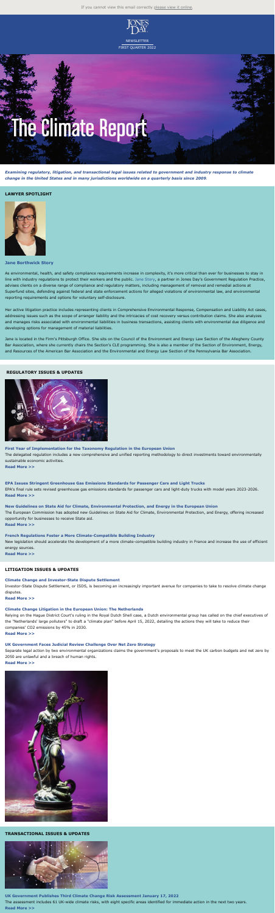If you cannot view this email correctly please view it online.

JONES DAY

NEWSLETTER
FIRST QUARTER 2022

# The Climate Report

***Examining regulatory, litigation, and transactional legal issues related to government and industry response to climate change in the United States and in many jurisdictions worldwide on a quarterly basis since 2009.***

## LAWYER SPOTLIGHT

**Jane Borthwick Story**

As environmental, health, and safety compliance requirements increase in complexity, it's more critical than ever for businesses to stay in line with industry regulations to protect their workers and the public. Jane Story, a partner in Jones Day's Government Regulation Practice, advises clients on a diverse range of compliance and regulatory matters, including management of removal and remedial actions at Superfund sites, defending against federal and state enforcement actions for alleged violations of environmental law, and environmental reporting requirements and options for voluntary self-disclosure.

Her active litigation practice includes representing clients in Comprehensive Environmental Response, Compensation and Liability Act cases, addressing issues such as the scope of arranger liability and the intricacies of cost recovery versus contribution claims. She also analyzes and manages risks associated with environmental liabilities in business transactions, assisting clients with environmental due diligence and developing options for management of material liabilities.

Jane is located in the Firm's Pittsburgh Office. She sits on the Council of the Environment and Energy Law Section of the Allegheny County Bar Association, where she currently chairs the Section's CLE programming. She is also a member of the Section of Environment, Energy, and Resources of the American Bar Association and the Environmental and Energy Law Section of the Pennsylvania Bar Association.

## REGULATORY ISSUES & UPDATES

**First Year of Implementation for the Taxonomy Regulation in the European Union**
The delegated regulation includes a new comprehensive and unified reporting methodology to direct investments toward environmentally sustainable economic activities.
**Read More >>**

**EPA Issues Stringent Greenhouse Gas Emissions Standards for Passenger Cars and Light Trucks**
EPA's final rule sets revised greenhouse gas emissions standards for passenger cars and light-duty trucks with model years 2023-2026.
**Read More >>**

**New Guidelines on State Aid for Climate, Environmental Protection, and Energy in the European Union**
The European Commission has adopted new Guidelines on State Aid for Climate, Environmental Protection, and Energy, offering increased opportunity for businesses to receive State aid.
**Read More >>**

**French Regulations Foster a More Climate-Compatible Building Industry**
New legislation should accelerate the development of a more climate-compatible building industry in France and increase the use of efficient energy sources.
**Read More >>**

## LITIGATION ISSUES & UPDATES

**Climate Change and Investor-State Dispute Settlement**
Investor-State Dispute Settlement, or ISDS, is becoming an increasingly important avenue for companies to take to resolve climate change disputes.
**Read More >>**

**Climate Change Litigation in the European Union: The Netherlands**
Relying on the Hague District Court's ruling in the Royal Dutch Shell case, a Dutch environmental group has called on the chief executives of the "Netherlands' large polluters" to draft a "climate plan" before April 15, 2022, detailing the actions they will take to reduce their companies' $CO_2$ emissions by 45% in 2030.
**Read More >>**

**UK Government Faces Judicial Review Challenge Over Net Zero Strategy**
Separate legal action by two environmental organizations claims the government's proposals to meet the UK carbon budgets and net zero by 2050 are unlawful and a breach of human rights.
**Read More >>**

## TRANSACTIONAL ISSUES & UPDATES

**UK Government Publishes Third Climate Change Risk Assessment January 17, 2022**
The assessment includes 61 UK-wide climate risks, with eight specific areas identified for immediate action in the next two years.
**Read More >>**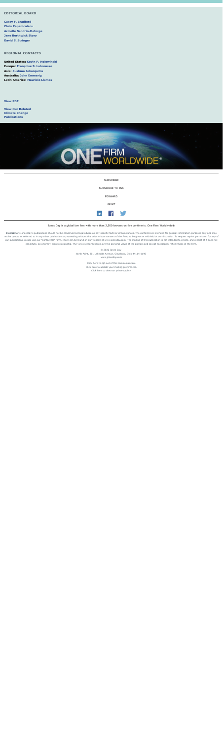**EDITORIAL BOARD**

**Casey F. Bradford**
**Chris Papanicolaou**
**Armelle Sandrin-Deforge**
**Jane Borthwick Story**
**David S. Stringer**

**REGIONAL CONTACTS**

**United States:** **Kevin P. Holewinski**
**Europe:** **Françoise S. Labrousse**
**Asia:** **Sushma Jobanputra**
**Australia:** **John Emmerig**
**Latin America:** **Mauricio Llamas**

**View PDF**

**View Our Related Climate Change Publications**

ONE FIRM WORLDWIDE®

SUBSCRIBE

SUBSCRIBE TO RSS

FORWARD

PRINT

Jones Day is a global law firm with more than 2,500 lawyers on five continents. One Firm Worldwide®

**Disclaimer:** Jones Day's publications should not be construed as legal advice on any specific facts or circumstances. The contents are intended for general information purposes only and may not be quoted or referred to in any other publication or proceeding without the prior written consent of the Firm, to be given or withheld at our discretion. To request reprint permission for any of our publications, please use our "Contact Us" form, which can be found on our website at www.jonesday.com. The mailing of this publication is not intended to create, and receipt of it does not constitute, an attorney-client relationship. The views set forth herein are the personal views of the authors and do not necessarily reflect those of the Firm.

© 2022 Jones Day
North Point, 901 Lakeside Avenue, Cleveland, Ohio 44114-1190
www.jonesday.com

Click here to opt-out of this communication.
Click here to update your mailing preferences.
Click here to view our privacy policy.